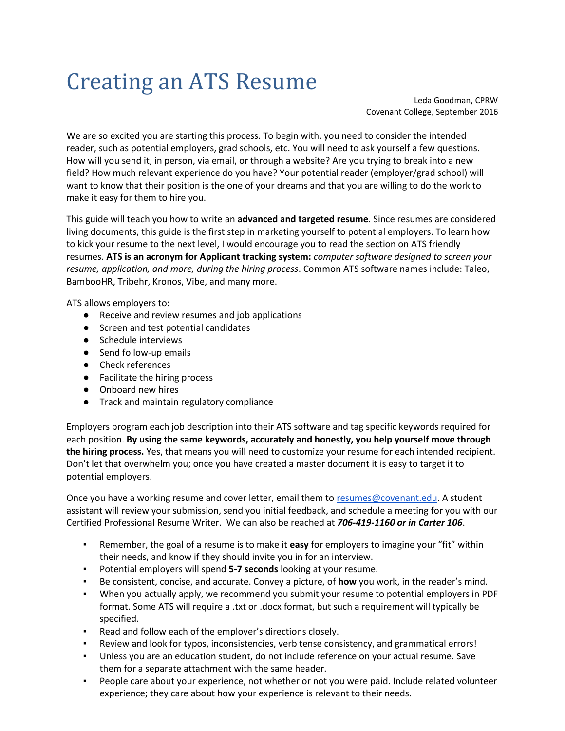# Creating an ATS Resume

Leda Goodman, CPRW
Covenant College, September 2016

We are so excited you are starting this process. To begin with, you need to consider the intended reader, such as potential employers, grad schools, etc. You will need to ask yourself a few questions. How will you send it, in person, via email, or through a website? Are you trying to break into a new field? How much relevant experience do you have? Your potential reader (employer/grad school) will want to know that their position is the one of your dreams and that you are willing to do the work to make it easy for them to hire you.

This guide will teach you how to write an **advanced and targeted resume**. Since resumes are considered living documents, this guide is the first step in marketing yourself to potential employers. To learn how to kick your resume to the next level, I would encourage you to read the section on ATS friendly resumes. **ATS is an acronym for Applicant tracking system:** *computer software designed to screen your resume, application, and more, during the hiring process*. Common ATS software names include: Taleo, BambooHR, Tribehr, Kronos, Vibe, and many more.

ATS allows employers to:

- Receive and review resumes and job applications
- Screen and test potential candidates
- Schedule interviews
- Send follow-up emails
- Check references
- Facilitate the hiring process
- Onboard new hires
- Track and maintain regulatory compliance

Employers program each job description into their ATS software and tag specific keywords required for each position. **By using the same keywords, accurately and honestly, you help yourself move through the hiring process.** Yes, that means you will need to customize your resume for each intended recipient. Don't let that overwhelm you; once you have created a master document it is easy to target it to potential employers.

Once you have a working resume and cover letter, email them to [resumes@covenant.edu](mailto:resumes@covenant.edu). A student assistant will review your submission, send you initial feedback, and schedule a meeting for you with our Certified Professional Resume Writer. We can also be reached at ***706-419-1160 or in Carter 106***.

- Remember, the goal of a resume is to make it **easy** for employers to imagine your "fit" within their needs, and know if they should invite you in for an interview.
- Potential employers will spend **5-7 seconds** looking at your resume.
- Be consistent, concise, and accurate. Convey a picture, of **how** you work, in the reader's mind.
- When you actually apply, we recommend you submit your resume to potential employers in PDF format. Some ATS will require a .txt or .docx format, but such a requirement will typically be specified.
- Read and follow each of the employer's directions closely.
- Review and look for typos, inconsistencies, verb tense consistency, and grammatical errors!
- Unless you are an education student, do not include reference on your actual resume. Save them for a separate attachment with the same header.
- People care about your experience, not whether or not you were paid. Include related volunteer experience; they care about how your experience is relevant to their needs.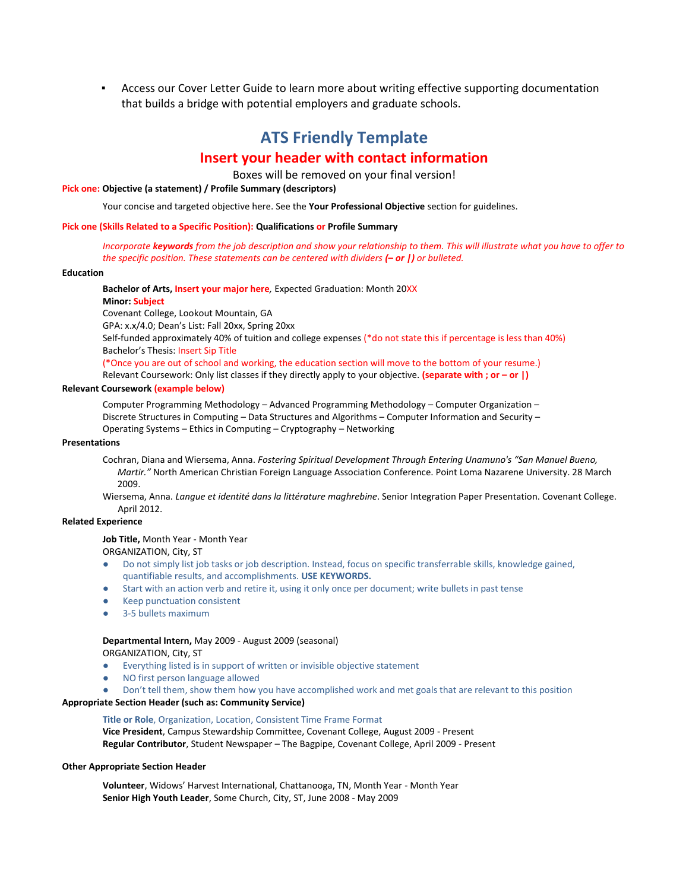- Access our Cover Letter Guide to learn more about writing effective supporting documentation that builds a bridge with potential employers and graduate schools.

## ATS Friendly Template

## Insert your header with contact information

Boxes will be removed on your final version!

**Pick one: Objective (a statement) / Profile Summary (descriptors)**

Your concise and targeted objective here. See the **Your Professional Objective** section for guidelines.

**Pick one (Skills Related to a Specific Position): Qualifications or Profile Summary**

*Incorporate **keywords** from the job description and show your relationship to them. This will illustrate what you have to offer to the specific position. These statements can be centered with dividers **(– or |)** or bulleted.*

**Education**

**Bachelor of Arts, Insert your major here***,* Expected Graduation: Month 20XX
**Minor: Subject**
Covenant College, Lookout Mountain, GA
GPA: x.x/4.0; Dean's List: Fall 20xx, Spring 20xx
Self-funded approximately 40% of tuition and college expenses (*do not state this if percentage is less than 40%)
Bachelor's Thesis: Insert Sip Title
(*Once you are out of school and working, the education section will move to the bottom of your resume.)
Relevant Coursework: Only list classes if they directly apply to your objective. **(separate with ; or – or |)**

**Relevant Coursework (example below)**

Computer Programming Methodology – Advanced Programming Methodology – Computer Organization –
Discrete Structures in Computing – Data Structures and Algorithms – Computer Information and Security –
Operating Systems – Ethics in Computing – Cryptography – Networking

**Presentations**

Cochran, Diana and Wiersema, Anna. *Fostering Spiritual Development Through Entering Unamuno's "San Manuel Bueno, Martir."* North American Christian Foreign Language Association Conference. Point Loma Nazarene University. 28 March 2009.

Wiersema, Anna. *Langue et identité dans la littérature maghrebine*. Senior Integration Paper Presentation. Covenant College. April 2012.

**Related Experience**

**Job Title,** Month Year - Month Year
ORGANIZATION, City, ST

- Do not simply list job tasks or job description. Instead, focus on specific transferrable skills, knowledge gained, quantifiable results, and accomplishments. **USE KEYWORDS.**
- Start with an action verb and retire it, using it only once per document; write bullets in past tense
- Keep punctuation consistent
- 3-5 bullets maximum

**Departmental Intern,** May 2009 - August 2009 (seasonal)
ORGANIZATION, City, ST

- Everything listed is in support of written or invisible objective statement
- NO first person language allowed
- Don't tell them, show them how you have accomplished work and met goals that are relevant to this position

**Appropriate Section Header (such as: Community Service)**

**Title or Role**, Organization, Location, Consistent Time Frame Format
**Vice President**, Campus Stewardship Committee, Covenant College, August 2009 - Present
**Regular Contributor**, Student Newspaper – The Bagpipe, Covenant College, April 2009 - Present

**Other Appropriate Section Header**

**Volunteer**, Widows' Harvest International, Chattanooga, TN, Month Year - Month Year
**Senior High Youth Leader**, Some Church, City, ST, June 2008 - May 2009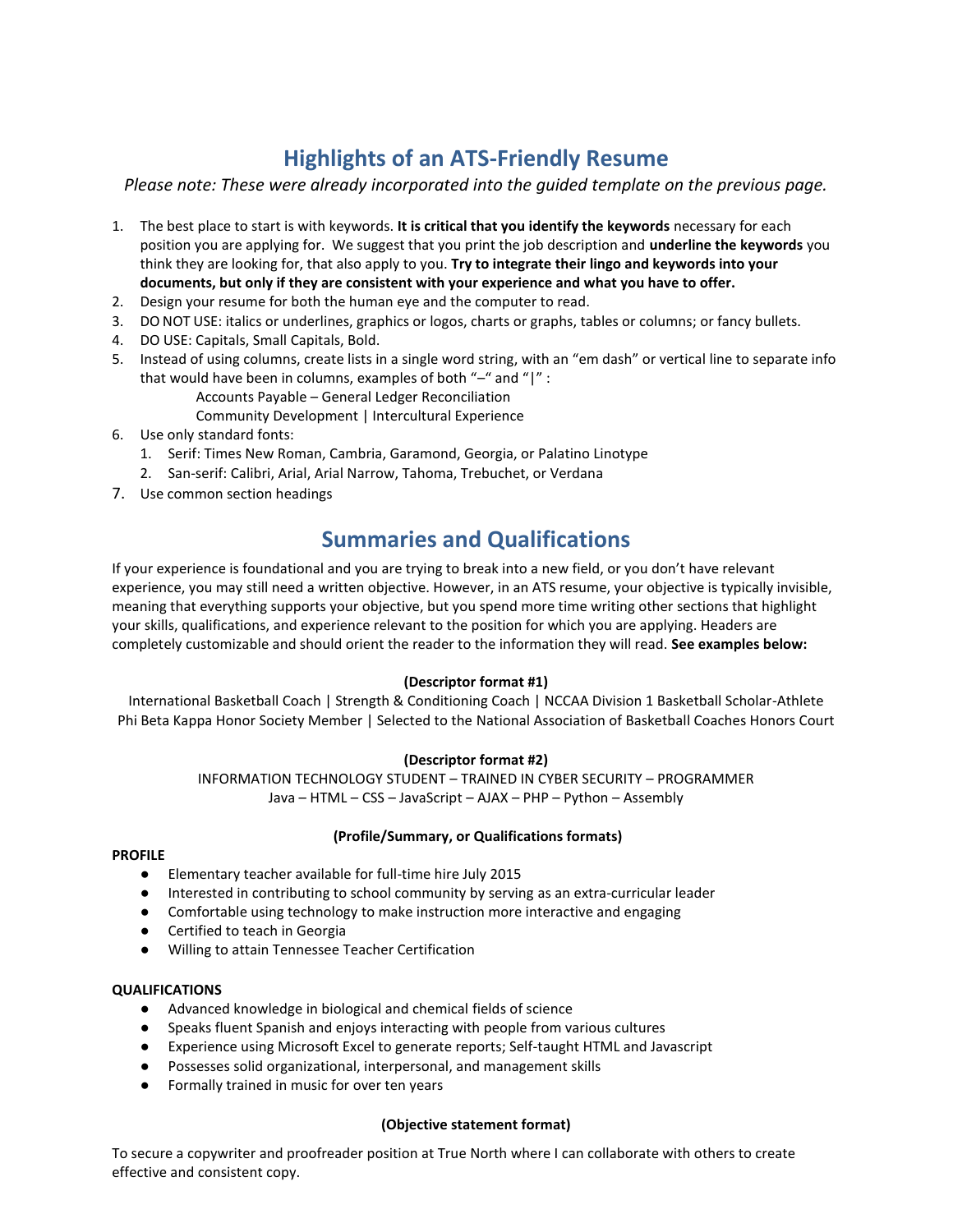## Highlights of an ATS-Friendly Resume

*Please note: These were already incorporated into the guided template on the previous page.*

1. The best place to start is with keywords. **It is critical that you identify the keywords** necessary for each position you are applying for. We suggest that you print the job description and **underline the keywords** you think they are looking for, that also apply to you. **Try to integrate their lingo and keywords into your documents, but only if they are consistent with your experience and what you have to offer.**
2. Design your resume for both the human eye and the computer to read.
3. DO NOT USE: italics or underlines, graphics or logos, charts or graphs, tables or columns; or fancy bullets.
4. DO USE: Capitals, Small Capitals, Bold.
5. Instead of using columns, create lists in a single word string, with an "em dash" or vertical line to separate info that would have been in columns, examples of both "–" and "|" :
   Accounts Payable – General Ledger Reconciliation
   Community Development | Intercultural Experience
6. Use only standard fonts:
   1. Serif: Times New Roman, Cambria, Garamond, Georgia, or Palatino Linotype
   2. San-serif: Calibri, Arial, Arial Narrow, Tahoma, Trebuchet, or Verdana
7. Use common section headings

## Summaries and Qualifications

If your experience is foundational and you are trying to break into a new field, or you don't have relevant experience, you may still need a written objective. However, in an ATS resume, your objective is typically invisible, meaning that everything supports your objective, but you spend more time writing other sections that highlight your skills, qualifications, and experience relevant to the position for which you are applying. Headers are completely customizable and should orient the reader to the information they will read. **See examples below:**

**(Descriptor format #1)**

International Basketball Coach | Strength & Conditioning Coach | NCCAA Division 1 Basketball Scholar-Athlete
Phi Beta Kappa Honor Society Member | Selected to the National Association of Basketball Coaches Honors Court

**(Descriptor format #2)**

INFORMATION TECHNOLOGY STUDENT – TRAINED IN CYBER SECURITY – PROGRAMMER
Java – HTML – CSS – JavaScript – AJAX – PHP – Python – Assembly

**(Profile/Summary, or Qualifications formats)**

**PROFILE**

- Elementary teacher available for full-time hire July 2015
- Interested in contributing to school community by serving as an extra-curricular leader
- Comfortable using technology to make instruction more interactive and engaging
- Certified to teach in Georgia
- Willing to attain Tennessee Teacher Certification

**QUALIFICATIONS**

- Advanced knowledge in biological and chemical fields of science
- Speaks fluent Spanish and enjoys interacting with people from various cultures
- Experience using Microsoft Excel to generate reports; Self-taught HTML and Javascript
- Possesses solid organizational, interpersonal, and management skills
- Formally trained in music for over ten years

**(Objective statement format)**

To secure a copywriter and proofreader position at True North where I can collaborate with others to create effective and consistent copy.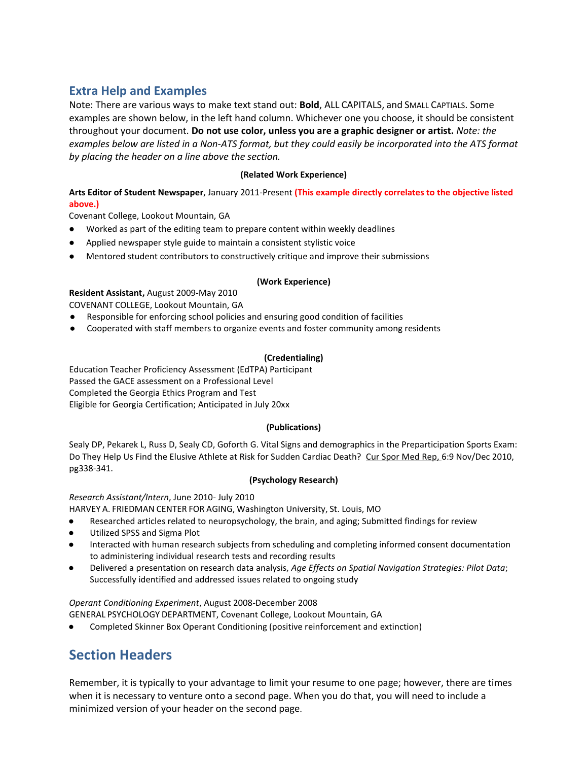## Extra Help and Examples

Note: There are various ways to make text stand out: **Bold**, ALL CAPITALS, and SMALL CAPTIALS. Some examples are shown below, in the left hand column. Whichever one you choose, it should be consistent throughout your document. **Do not use color, unless you are a graphic designer or artist.** *Note: the examples below are listed in a Non-ATS format, but they could easily be incorporated into the ATS format by placing the header on a line above the section.*

**(Related Work Experience)**

**Arts Editor of Student Newspaper**, January 2011-Present **(This example directly correlates to the objective listed above.)**
Covenant College, Lookout Mountain, GA

- Worked as part of the editing team to prepare content within weekly deadlines
- Applied newspaper style guide to maintain a consistent stylistic voice
- Mentored student contributors to constructively critique and improve their submissions

**(Work Experience)**

**Resident Assistant,** August 2009-May 2010
COVENANT COLLEGE, Lookout Mountain, GA

- Responsible for enforcing school policies and ensuring good condition of facilities
- Cooperated with staff members to organize events and foster community among residents

**(Credentialing)**

Education Teacher Proficiency Assessment (EdTPA) Participant
Passed the GACE assessment on a Professional Level
Completed the Georgia Ethics Program and Test
Eligible for Georgia Certification; Anticipated in July 20xx

**(Publications)**

Sealy DP, Pekarek L, Russ D, Sealy CD, Goforth G. Vital Signs and demographics in the Preparticipation Sports Exam: Do They Help Us Find the Elusive Athlete at Risk for Sudden Cardiac Death? Cur Spor Med Rep, 6:9 Nov/Dec 2010, pg338-341.

**(Psychology Research)**

*Research Assistant/Intern*, June 2010- July 2010
HARVEY A. FRIEDMAN CENTER FOR AGING, Washington University, St. Louis, MO

- Researched articles related to neuropsychology, the brain, and aging; Submitted findings for review
- Utilized SPSS and Sigma Plot
- Interacted with human research subjects from scheduling and completing informed consent documentation to administering individual research tests and recording results
- Delivered a presentation on research data analysis, *Age Effects on Spatial Navigation Strategies: Pilot Data*; Successfully identified and addressed issues related to ongoing study

*Operant Conditioning Experiment*, August 2008-December 2008
GENERAL PSYCHOLOGY DEPARTMENT, Covenant College, Lookout Mountain, GA

- Completed Skinner Box Operant Conditioning (positive reinforcement and extinction)

# Section Headers

Remember, it is typically to your advantage to limit your resume to one page; however, there are times when it is necessary to venture onto a second page. When you do that, you will need to include a minimized version of your header on the second page.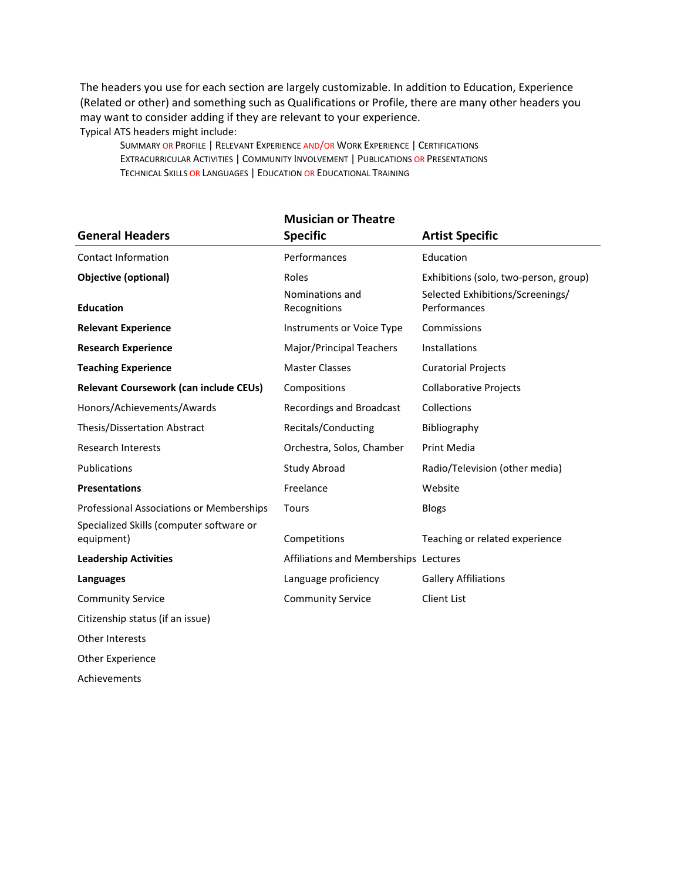The headers you use for each section are largely customizable. In addition to Education, Experience (Related or other) and something such as Qualifications or Profile, there are many other headers you may want to consider adding if they are relevant to your experience.

Typical ATS headers might include:

> SUMMARY OR PROFILE | RELEVANT EXPERIENCE AND/OR WORK EXPERIENCE | CERTIFICATIONS
> EXTRACURRICULAR ACTIVITIES | COMMUNITY INVOLVEMENT | PUBLICATIONS OR PRESENTATIONS
> TECHNICAL SKILLS OR LANGUAGES | EDUCATION OR EDUCATIONAL TRAINING

| General Headers | Musician or Theatre Specific | Artist Specific |
|---|---|---|
| Contact Information | Performances | Education |
| **Objective (optional)** | Roles | Exhibitions (solo, two-person, group) |
| **Education** | Nominations and Recognitions | Selected Exhibitions/Screenings/ Performances |
| **Relevant Experience** | Instruments or Voice Type | Commissions |
| **Research Experience** | Major/Principal Teachers | Installations |
| **Teaching Experience** | Master Classes | Curatorial Projects |
| **Relevant Coursework (can include CEUs)** | Compositions | Collaborative Projects |
| Honors/Achievements/Awards | Recordings and Broadcast | Collections |
| Thesis/Dissertation Abstract | Recitals/Conducting | Bibliography |
| Research Interests | Orchestra, Solos, Chamber | Print Media |
| Publications | Study Abroad | Radio/Television (other media) |
| **Presentations** | Freelance | Website |
| Professional Associations or Memberships | Tours | Blogs |
| Specialized Skills (computer software or equipment) | Competitions | Teaching or related experience |
| **Leadership Activities** | Affiliations and Memberships | Lectures |
| **Languages** | Language proficiency | Gallery Affiliations |
| Community Service | Community Service | Client List |
| Citizenship status (if an issue) | | |
| Other Interests | | |
| Other Experience | | |
| Achievements | | |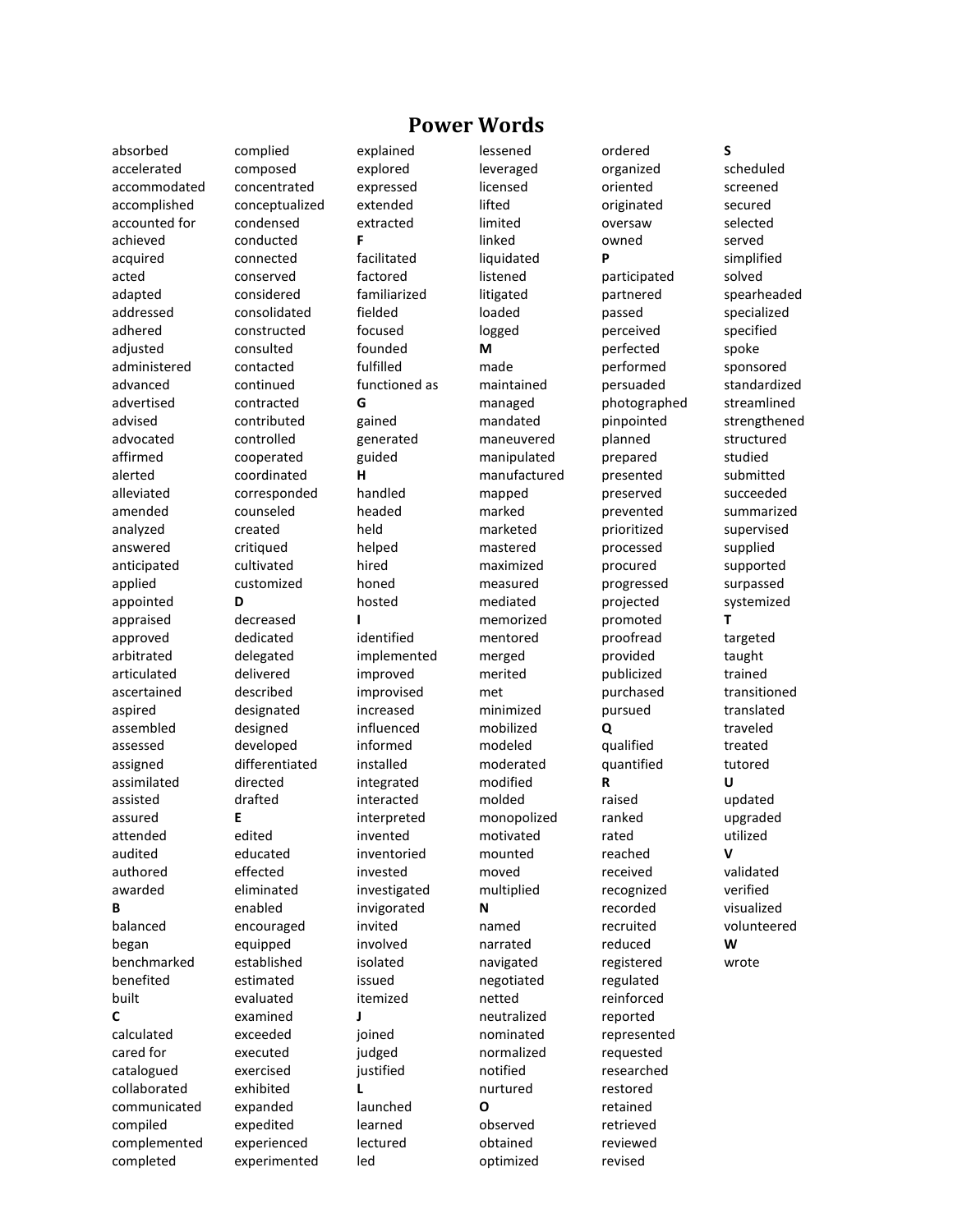# Power Words

absorbed
accelerated
accommodated
accomplished
accounted for
achieved
acquired
acted
adapted
addressed
adhered
adjusted
administered
advanced
advertised
advised
advocated
affirmed
alerted
alleviated
amended
analyzed
answered
anticipated
applied
appointed
appraised
approved
arbitrated
articulated
ascertained
aspired
assembled
assessed
assigned
assimilated
assisted
assured
attended
audited
authored
awarded

**B**

balanced
began
benchmarked
benefited
built

**C**

calculated
cared for
catalogued
collaborated
communicated
compiled
complemented
completed
complied
composed
concentrated
conceptualized
condensed
conducted
connected
conserved
considered
consolidated
constructed
consulted
contacted
continued
contracted
contributed
controlled
cooperated
coordinated
corresponded
counseled
created
critiqued
cultivated
customized

**D**

decreased
dedicated
delegated
delivered
described
designated
designed
developed
differentiated
directed
drafted

**E**

edited
educated
effected
eliminated
enabled
encouraged
equipped
established
estimated
evaluated
examined
exceeded
executed
exercised
exhibited
expanded
expedited
experienced
experimented
explained
explored
expressed
extended
extracted

**F**

facilitated
factored
familiarized
fielded
focused
founded
fulfilled
functioned as

**G**

gained
generated
guided

**H**

handled
headed
held
helped
hired
honed
hosted

**I**

identified
implemented
improved
improvised
increased
influenced
informed
installed
integrated
interacted
interpreted
invented
inventoried
invested
investigated
invigorated
invited
involved
isolated
issued
itemized

**J**

joined
judged
justified

**L**

launched
learned
lectured
led
lessened
leveraged
licensed
lifted
limited
linked
liquidated
listened
litigated
loaded
logged

**M**

made
maintained
managed
mandated
maneuvered
manipulated
manufactured
mapped
marked
marketed
mastered
maximized
measured
mediated
memorized
mentored
merged
merited
met
minimized
mobilized
modeled
moderated
modified
molded
monopolized
motivated
mounted
moved
multiplied

**N**

named
narrated
navigated
negotiated
netted
neutralized
nominated
normalized
notified
nurtured

**O**

observed
obtained
optimized
ordered
organized
oriented
originated
oversaw
owned

**P**

participated
partnered
passed
perceived
perfected
performed
persuaded
photographed
pinpointed
planned
prepared
presented
preserved
prevented
prioritized
processed
procured
progressed
projected
promoted
proofread
provided
publicized
purchased
pursued

**Q**

qualified
quantified

**R**

raised
ranked
rated
reached
received
recognized
recorded
recruited
reduced
registered
regulated
reinforced
reported
represented
requested
researched
restored
retained
retrieved
reviewed
revised

**S**

scheduled
screened
secured
selected
served
simplified
solved
spearheaded
specialized
specified
spoke
sponsored
standardized
streamlined
strengthened
structured
studied
submitted
succeeded
summarized
supervised
supplied
supported
surpassed
systemized

**T**

targeted
taught
trained
transitioned
translated
traveled
treated
tutored

**U**

updated
upgraded
utilized

**V**

validated
verified
visualized
volunteered

**W**

wrote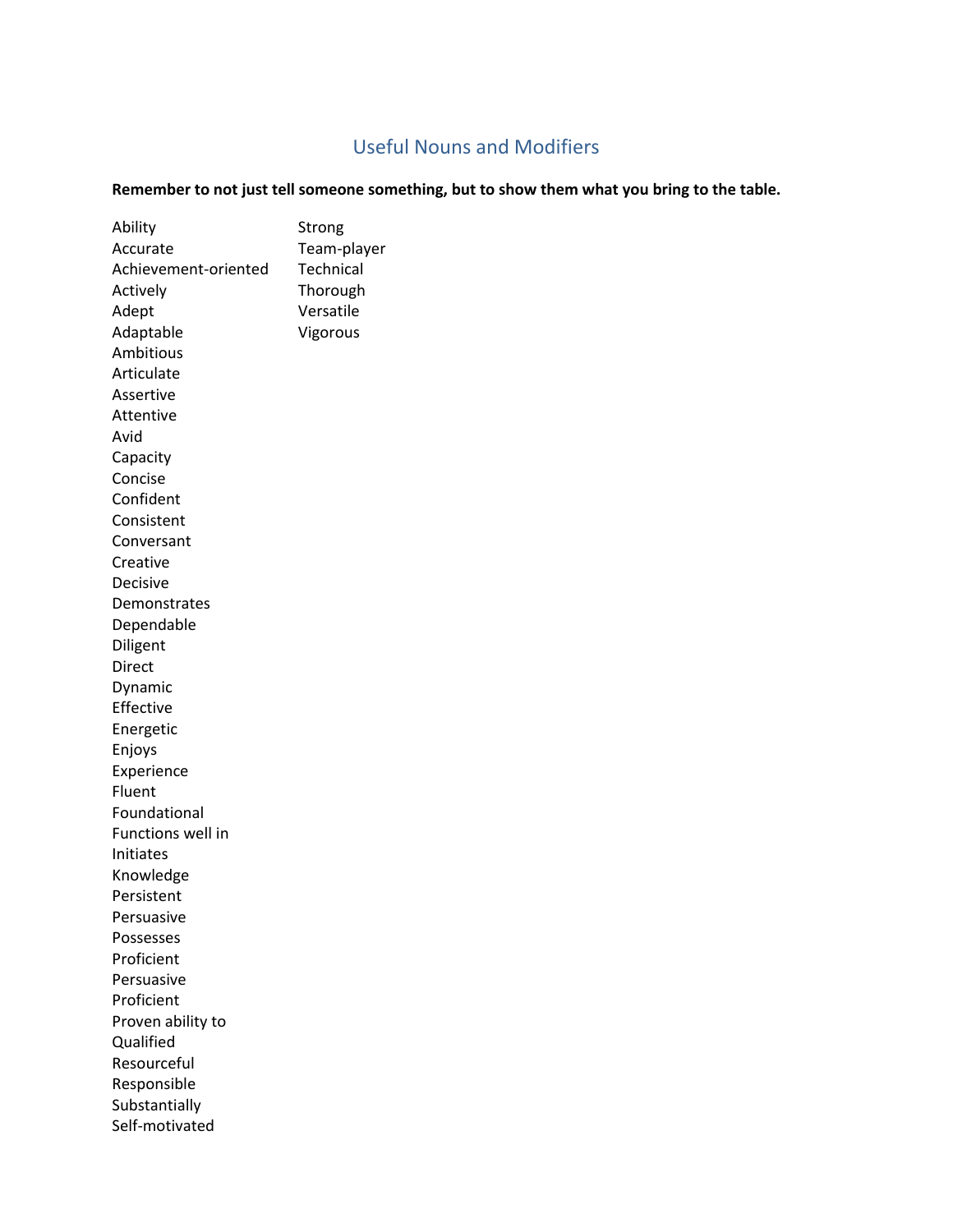## Useful Nouns and Modifiers

**Remember to not just tell someone something, but to show them what you bring to the table.**

Ability
Accurate
Achievement-oriented
Actively
Adept
Adaptable
Ambitious
Articulate
Assertive
Attentive
Avid
Capacity
Concise
Confident
Consistent
Conversant
Creative
Decisive
Demonstrates
Dependable
Diligent
Direct
Dynamic
Effective
Energetic
Enjoys
Experience
Fluent
Foundational
Functions well in
Initiates
Knowledge
Persistent
Persuasive
Possesses
Proficient
Persuasive
Proficient
Proven ability to
Qualified
Resourceful
Responsible
Substantially
Self-motivated
Strong
Team-player
Technical
Thorough
Versatile
Vigorous